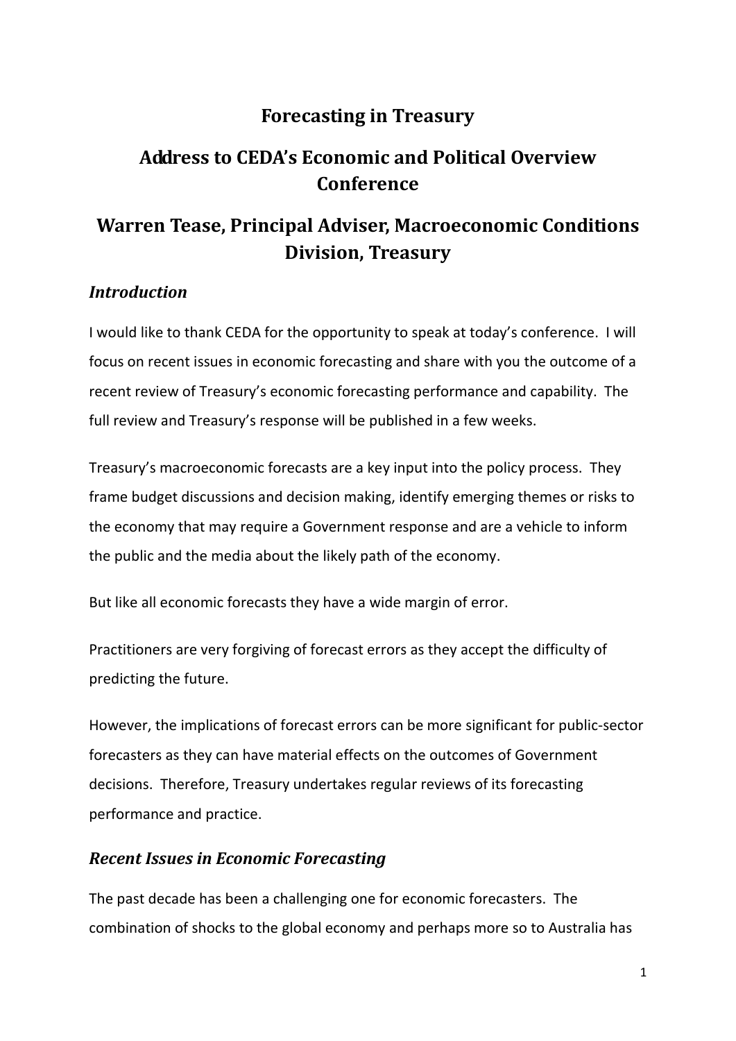# Forecasting in Treasury

# Address to CEDA's Economic and Political Overview Conference

# Warren Tease, Principal Adviser, Macroeconomic Conditions Division, Treasury

## *Introduction*

I would like to thank CEDA for the opportunity to speak at today's conference. I will focus on recent issues in economic forecasting and share with you the outcome of a recent review of Treasury's economic forecasting performance and capability. The full review and Treasury's response will be published in a few weeks.

Treasury's macroeconomic forecasts are a key input into the policy process. They frame budget discussions and decision making, identify emerging themes or risks to the economy that may require a Government response and are a vehicle to inform the public and the media about the likely path of the economy.

But like all economic forecasts they have a wide margin of error.

Practitioners are very forgiving of forecast errors as they accept the difficulty of predicting the future.

However, the implications of forecast errors can be more significant for public-sector forecasters as they can have material effects on the outcomes of Government decisions. Therefore, Treasury undertakes regular reviews of its forecasting performance and practice.

## *Recent Issues in Economic Forecasting*

The past decade has been a challenging one for economic forecasters. The combination of shocks to the global economy and perhaps more so to Australia has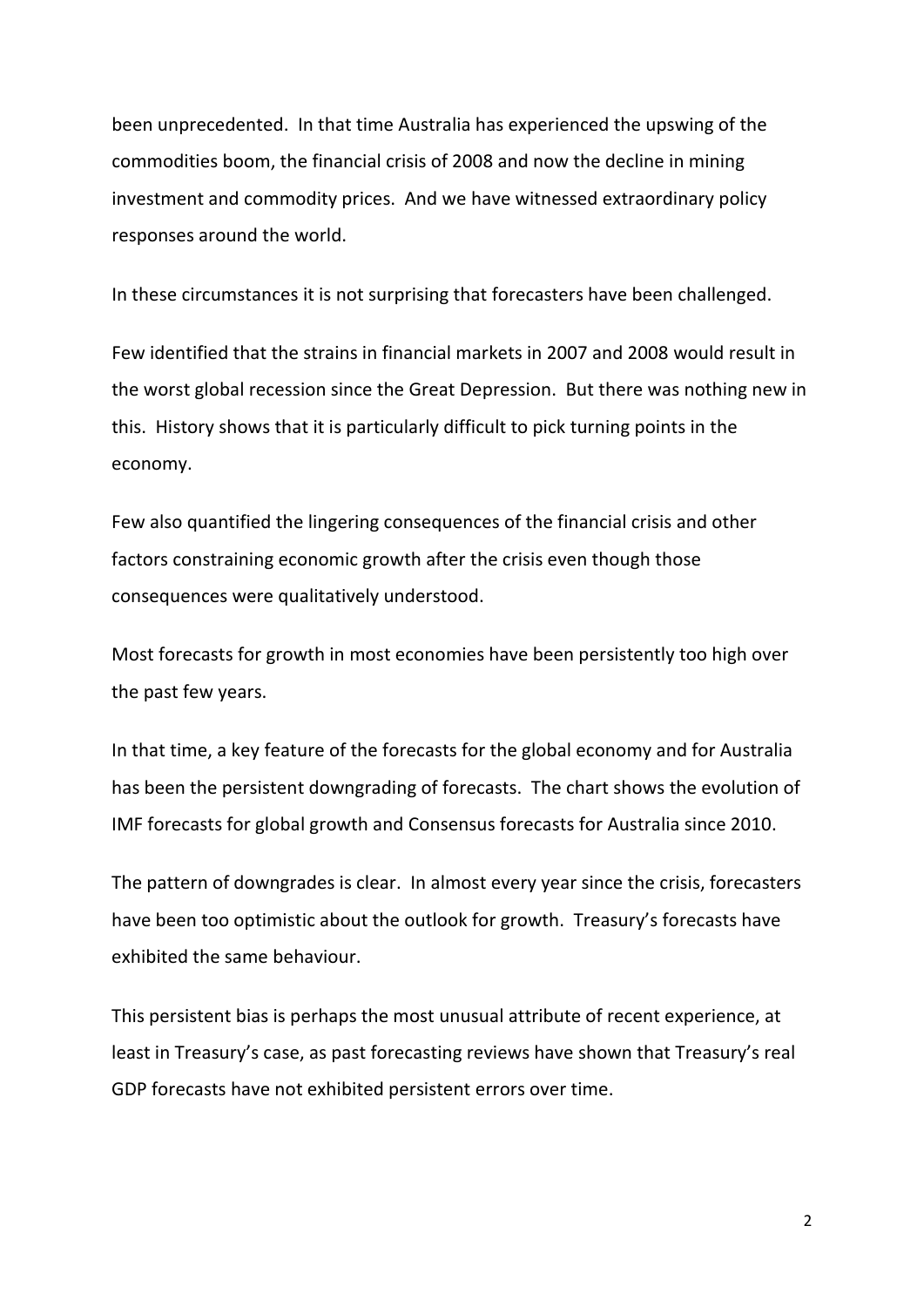been unprecedented. In that time Australia has experienced the upswing of the commodities boom, the financial crisis of 2008 and now the decline in mining investment and commodity prices. And we have witnessed extraordinary policy responses around the world.

In these circumstances it is not surprising that forecasters have been challenged.

Few identified that the strains in financial markets in 2007 and 2008 would result in the worst global recession since the Great Depression. But there was nothing new in this. History shows that it is particularly difficult to pick turning points in the economy.

Few also quantified the lingering consequences of the financial crisis and other factors constraining economic growth after the crisis even though those consequences were qualitatively understood.

Most forecasts for growth in most economies have been persistently too high over the past few years.

In that time, a key feature of the forecasts for the global economy and for Australia has been the persistent downgrading of forecasts. The chart shows the evolution of IMF forecasts for global growth and Consensus forecasts for Australia since 2010.

The pattern of downgrades is clear. In almost every year since the crisis, forecasters have been too optimistic about the outlook for growth. Treasury's forecasts have exhibited the same behaviour.

This persistent bias is perhaps the most unusual attribute of recent experience, at least in Treasury's case, as past forecasting reviews have shown that Treasury's real GDP forecasts have not exhibited persistent errors over time.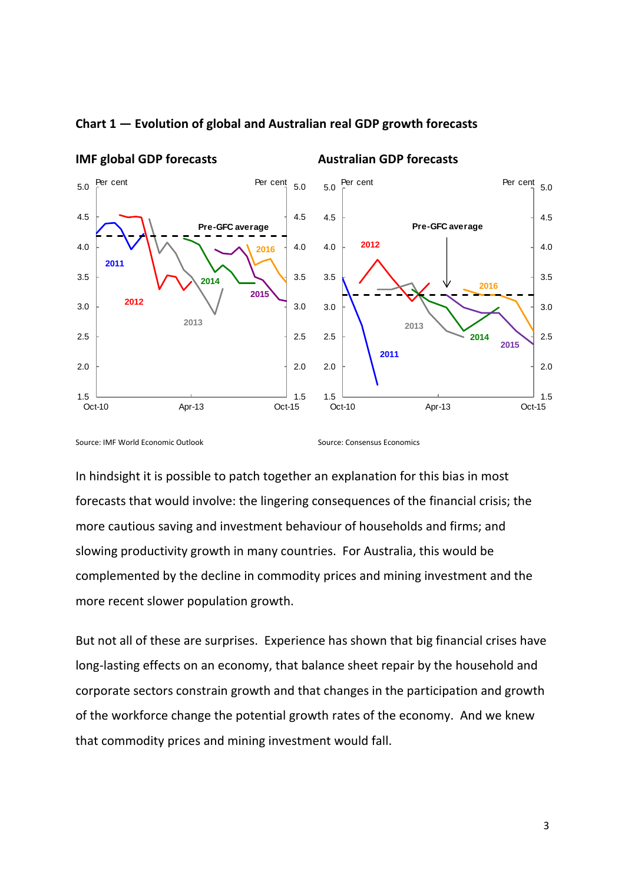**Chart 1 — Evolution of global and Australian real GDP growth forecasts**

**IMF global GDP forecasts**

Source: IMF World Economic Outlook

**Australian GDP forecasts**

Source: Consensus Economics

In hindsight it is possible to patch together an explanation for this bias in most forecasts that would involve: the lingering consequences of the financial crisis; the more cautious saving and investment behaviour of households and firms; and slowing productivity growth in many countries. For Australia, this would be complemented by the decline in commodity prices and mining investment and the more recent slower population growth.

But not all of these are surprises. Experience has shown that big financial crises have long-lasting effects on an economy, that balance sheet repair by the household and corporate sectors constrain growth and that changes in the participation and growth of the workforce change the potential growth rates of the economy. And we knew that commodity prices and mining investment would fall.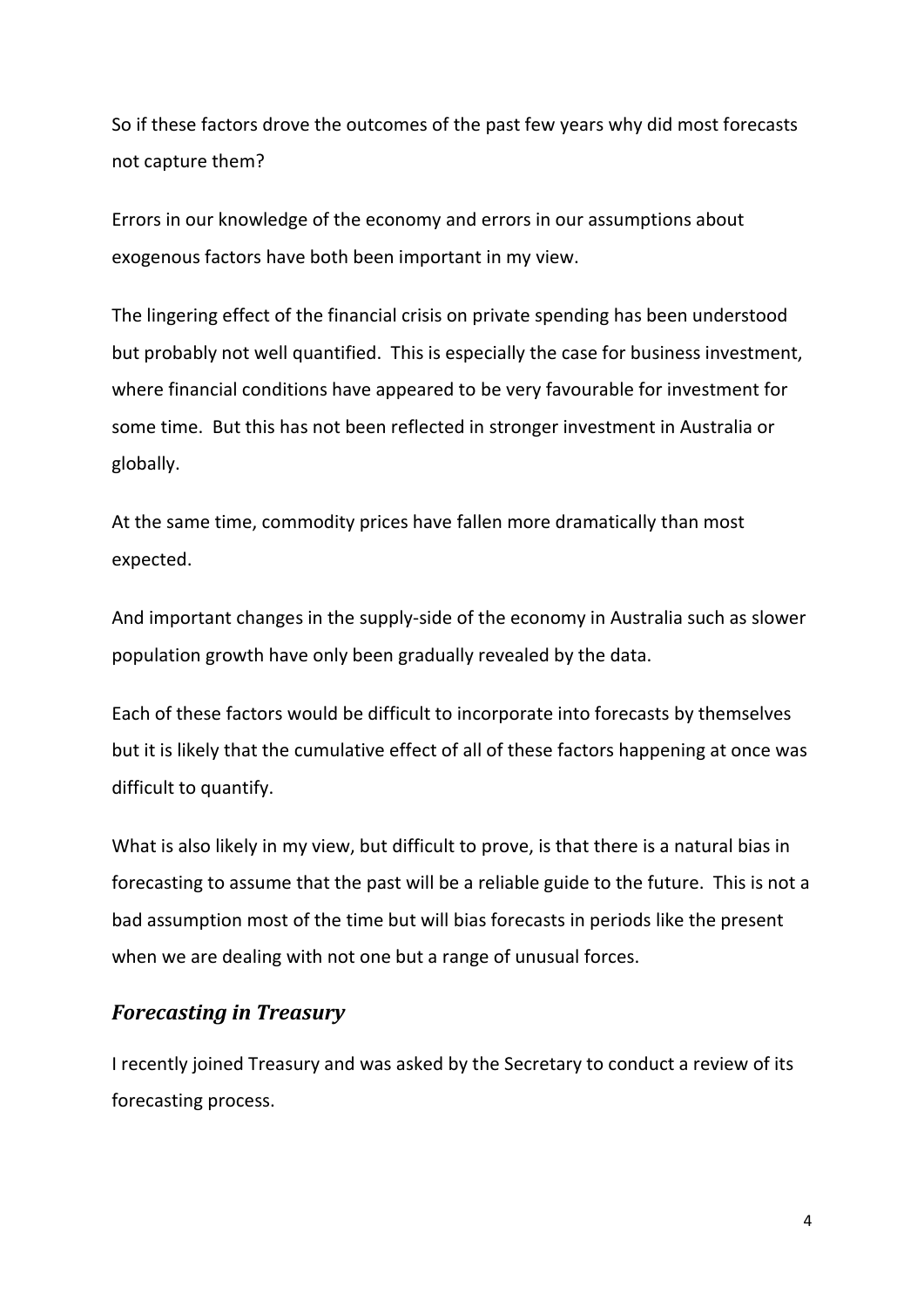So if these factors drove the outcomes of the past few years why did most forecasts not capture them?

Errors in our knowledge of the economy and errors in our assumptions about exogenous factors have both been important in my view.

The lingering effect of the financial crisis on private spending has been understood but probably not well quantified. This is especially the case for business investment, where financial conditions have appeared to be very favourable for investment for some time. But this has not been reflected in stronger investment in Australia or globally.

At the same time, commodity prices have fallen more dramatically than most expected.

And important changes in the supply-side of the economy in Australia such as slower population growth have only been gradually revealed by the data.

Each of these factors would be difficult to incorporate into forecasts by themselves but it is likely that the cumulative effect of all of these factors happening at once was difficult to quantify.

What is also likely in my view, but difficult to prove, is that there is a natural bias in forecasting to assume that the past will be a reliable guide to the future. This is not a bad assumption most of the time but will bias forecasts in periods like the present when we are dealing with not one but a range of unusual forces.

## *Forecasting in Treasury*

I recently joined Treasury and was asked by the Secretary to conduct a review of its forecasting process.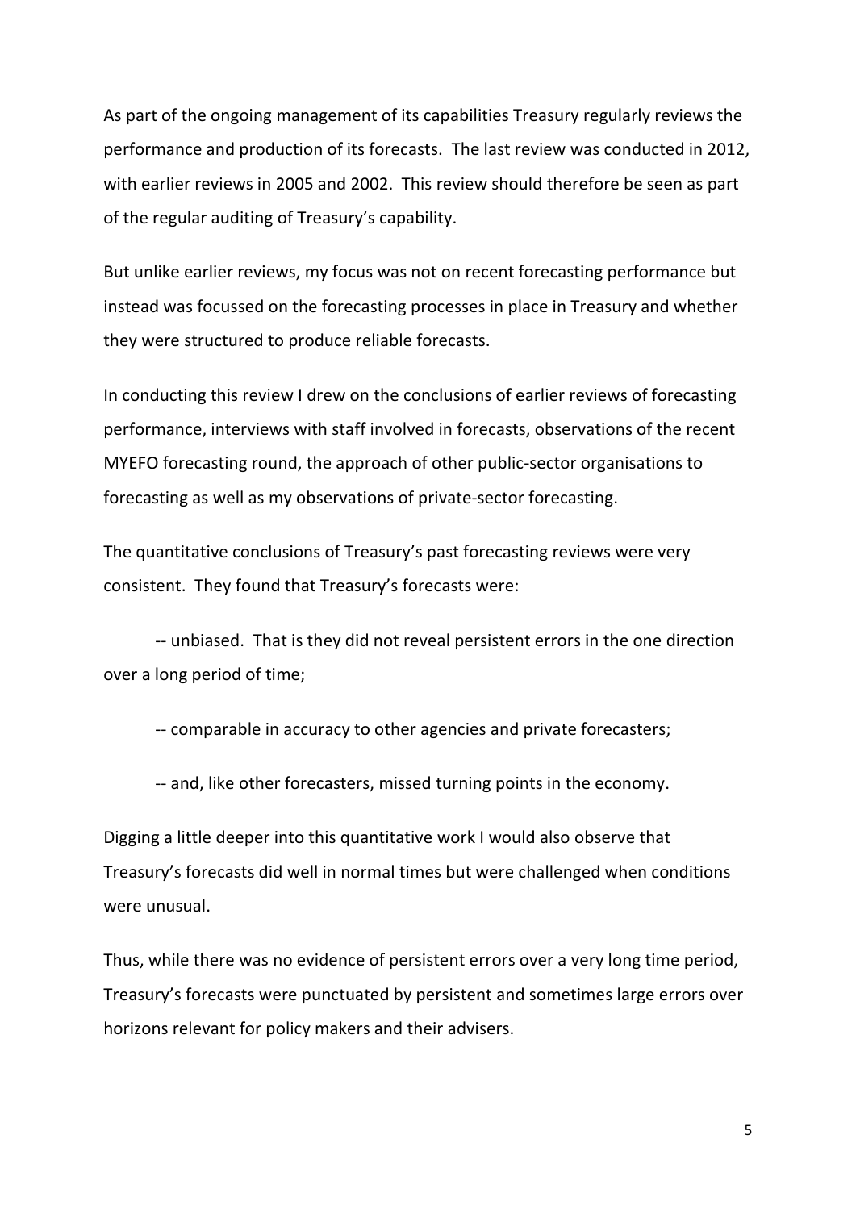As part of the ongoing management of its capabilities Treasury regularly reviews the performance and production of its forecasts. The last review was conducted in 2012, with earlier reviews in 2005 and 2002. This review should therefore be seen as part of the regular auditing of Treasury's capability.

But unlike earlier reviews, my focus was not on recent forecasting performance but instead was focussed on the forecasting processes in place in Treasury and whether they were structured to produce reliable forecasts.

In conducting this review I drew on the conclusions of earlier reviews of forecasting performance, interviews with staff involved in forecasts, observations of the recent MYEFO forecasting round, the approach of other public-sector organisations to forecasting as well as my observations of private-sector forecasting.

The quantitative conclusions of Treasury's past forecasting reviews were very consistent. They found that Treasury's forecasts were:

-- unbiased. That is they did not reveal persistent errors in the one direction over a long period of time;

-- comparable in accuracy to other agencies and private forecasters;

-- and, like other forecasters, missed turning points in the economy.

Digging a little deeper into this quantitative work I would also observe that Treasury's forecasts did well in normal times but were challenged when conditions were unusual.

Thus, while there was no evidence of persistent errors over a very long time period, Treasury's forecasts were punctuated by persistent and sometimes large errors over horizons relevant for policy makers and their advisers.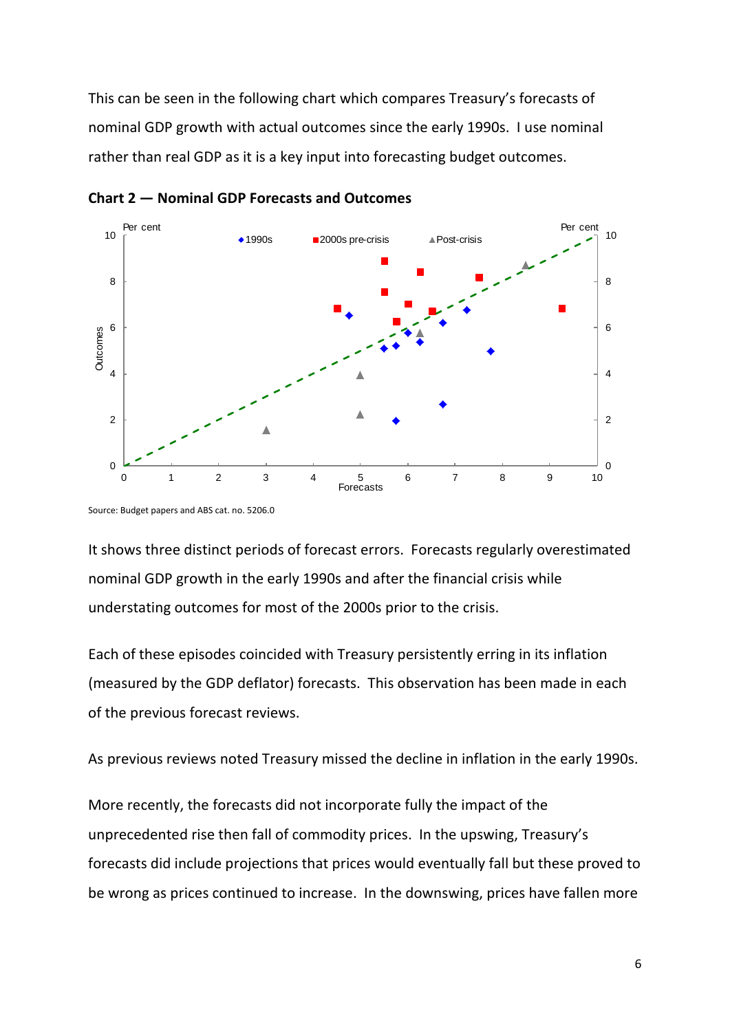This can be seen in the following chart which compares Treasury's forecasts of nominal GDP growth with actual outcomes since the early 1990s. I use nominal rather than real GDP as it is a key input into forecasting budget outcomes.

**Chart 2 — Nominal GDP Forecasts and Outcomes**

Source: Budget papers and ABS cat. no. 5206.0

It shows three distinct periods of forecast errors. Forecasts regularly overestimated nominal GDP growth in the early 1990s and after the financial crisis while understating outcomes for most of the 2000s prior to the crisis.

Each of these episodes coincided with Treasury persistently erring in its inflation (measured by the GDP deflator) forecasts. This observation has been made in each of the previous forecast reviews.

As previous reviews noted Treasury missed the decline in inflation in the early 1990s.

More recently, the forecasts did not incorporate fully the impact of the unprecedented rise then fall of commodity prices. In the upswing, Treasury's forecasts did include projections that prices would eventually fall but these proved to be wrong as prices continued to increase. In the downswing, prices have fallen more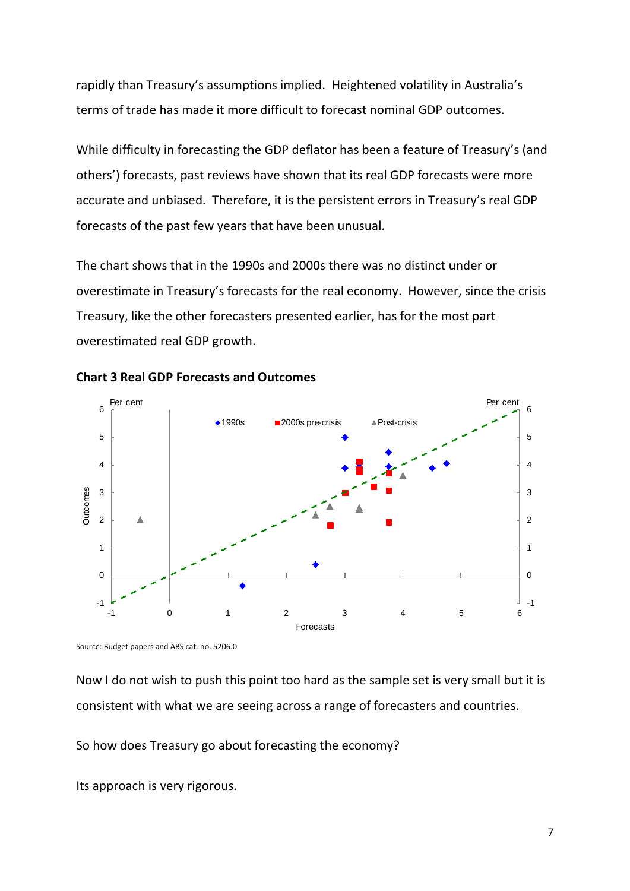rapidly than Treasury's assumptions implied. Heightened volatility in Australia's terms of trade has made it more difficult to forecast nominal GDP outcomes.

While difficulty in forecasting the GDP deflator has been a feature of Treasury's (and others') forecasts, past reviews have shown that its real GDP forecasts were more accurate and unbiased. Therefore, it is the persistent errors in Treasury's real GDP forecasts of the past few years that have been unusual.

The chart shows that in the 1990s and 2000s there was no distinct under or overestimate in Treasury's forecasts for the real economy. However, since the crisis Treasury, like the other forecasters presented earlier, has for the most part overestimated real GDP growth.

**Chart 3 Real GDP Forecasts and Outcomes**

Source: Budget papers and ABS cat. no. 5206.0

Now I do not wish to push this point too hard as the sample set is very small but it is consistent with what we are seeing across a range of forecasters and countries.

So how does Treasury go about forecasting the economy?

Its approach is very rigorous.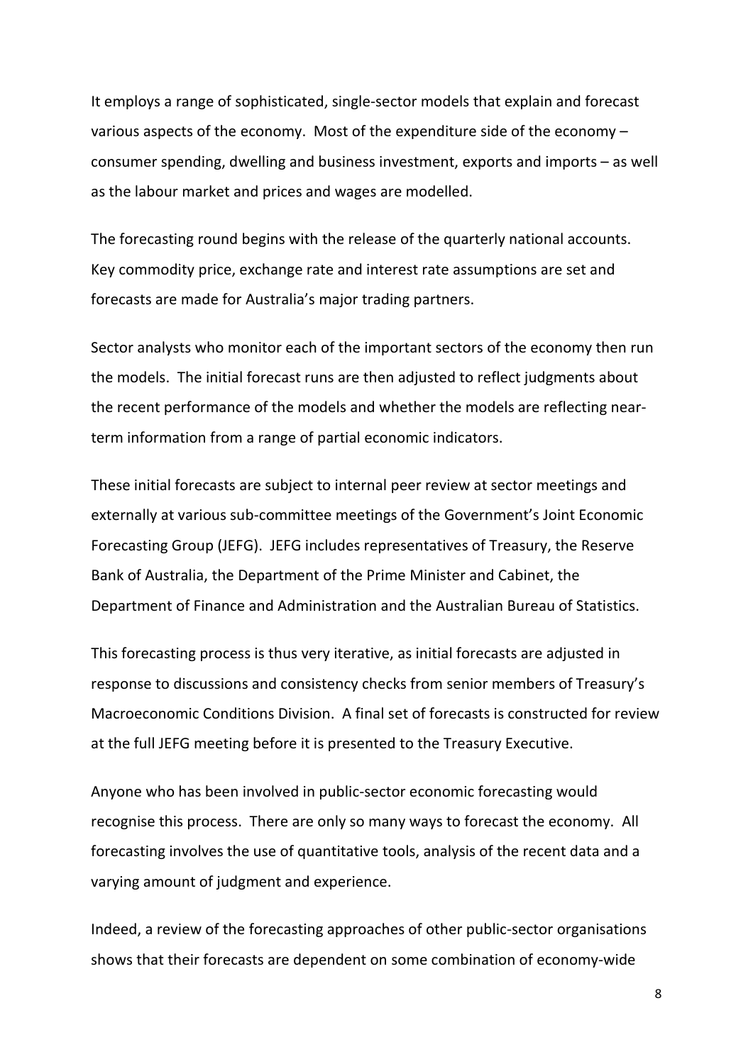It employs a range of sophisticated, single-sector models that explain and forecast various aspects of the economy. Most of the expenditure side of the economy – consumer spending, dwelling and business investment, exports and imports – as well as the labour market and prices and wages are modelled.

The forecasting round begins with the release of the quarterly national accounts. Key commodity price, exchange rate and interest rate assumptions are set and forecasts are made for Australia's major trading partners.

Sector analysts who monitor each of the important sectors of the economy then run the models. The initial forecast runs are then adjusted to reflect judgments about the recent performance of the models and whether the models are reflecting near-term information from a range of partial economic indicators.

These initial forecasts are subject to internal peer review at sector meetings and externally at various sub-committee meetings of the Government's Joint Economic Forecasting Group (JEFG). JEFG includes representatives of Treasury, the Reserve Bank of Australia, the Department of the Prime Minister and Cabinet, the Department of Finance and Administration and the Australian Bureau of Statistics.

This forecasting process is thus very iterative, as initial forecasts are adjusted in response to discussions and consistency checks from senior members of Treasury's Macroeconomic Conditions Division. A final set of forecasts is constructed for review at the full JEFG meeting before it is presented to the Treasury Executive.

Anyone who has been involved in public-sector economic forecasting would recognise this process. There are only so many ways to forecast the economy. All forecasting involves the use of quantitative tools, analysis of the recent data and a varying amount of judgment and experience.

Indeed, a review of the forecasting approaches of other public-sector organisations shows that their forecasts are dependent on some combination of economy-wide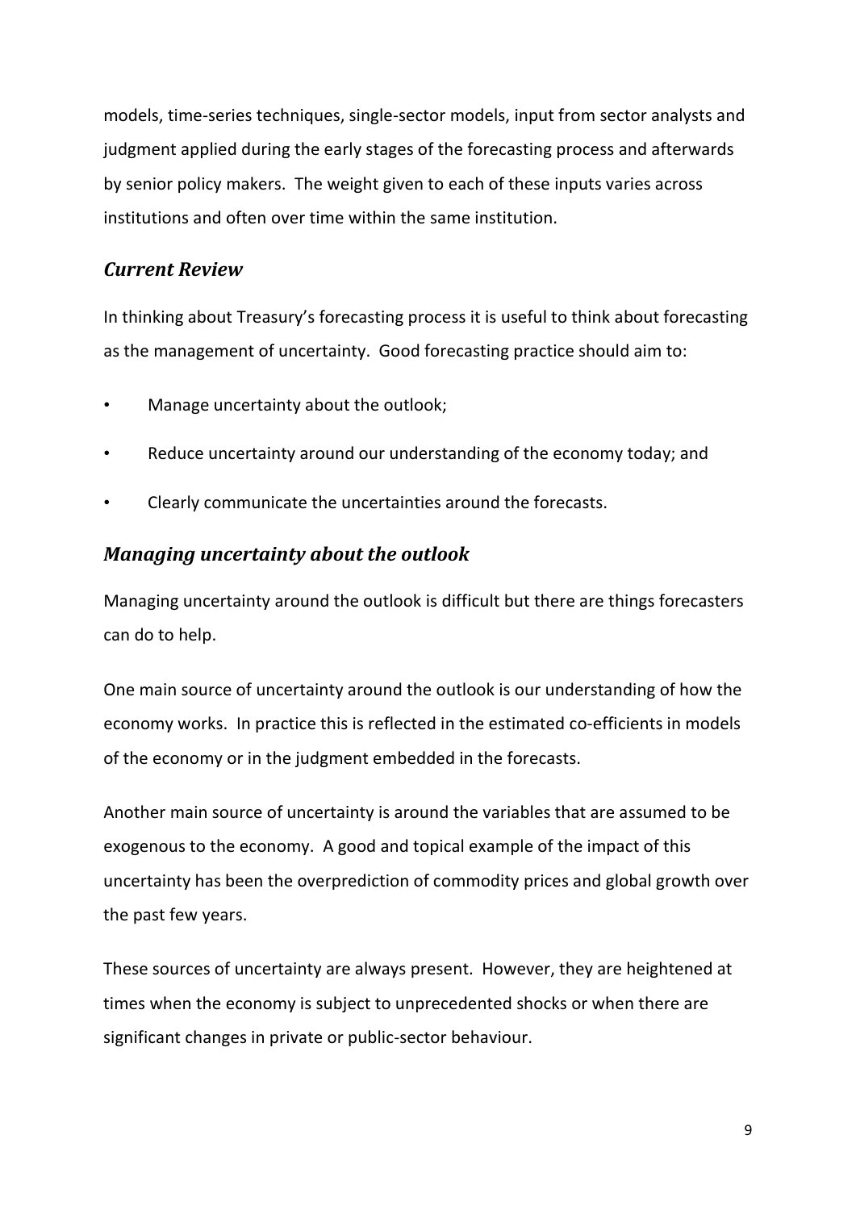models, time-series techniques, single-sector models, input from sector analysts and judgment applied during the early stages of the forecasting process and afterwards by senior policy makers. The weight given to each of these inputs varies across institutions and often over time within the same institution.

### *Current Review*

In thinking about Treasury's forecasting process it is useful to think about forecasting as the management of uncertainty. Good forecasting practice should aim to:

- Manage uncertainty about the outlook;
- Reduce uncertainty around our understanding of the economy today; and
- Clearly communicate the uncertainties around the forecasts.

### *Managing uncertainty about the outlook*

Managing uncertainty around the outlook is difficult but there are things forecasters can do to help.

One main source of uncertainty around the outlook is our understanding of how the economy works. In practice this is reflected in the estimated co-efficients in models of the economy or in the judgment embedded in the forecasts.

Another main source of uncertainty is around the variables that are assumed to be exogenous to the economy. A good and topical example of the impact of this uncertainty has been the overprediction of commodity prices and global growth over the past few years.

These sources of uncertainty are always present. However, they are heightened at times when the economy is subject to unprecedented shocks or when there are significant changes in private or public-sector behaviour.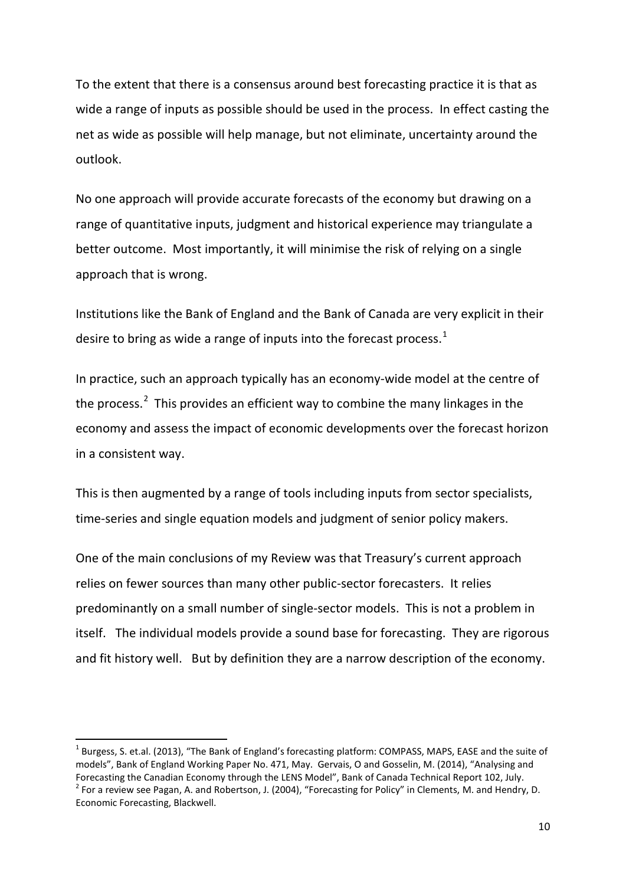To the extent that there is a consensus around best forecasting practice it is that as wide a range of inputs as possible should be used in the process. In effect casting the net as wide as possible will help manage, but not eliminate, uncertainty around the outlook.

No one approach will provide accurate forecasts of the economy but drawing on a range of quantitative inputs, judgment and historical experience may triangulate a better outcome. Most importantly, it will minimise the risk of relying on a single approach that is wrong.

Institutions like the Bank of England and the Bank of Canada are very explicit in their desire to bring as wide a range of inputs into the forecast process.[1]

In practice, such an approach typically has an economy-wide model at the centre of the process.[2] This provides an efficient way to combine the many linkages in the economy and assess the impact of economic developments over the forecast horizon in a consistent way.

This is then augmented by a range of tools including inputs from sector specialists, time-series and single equation models and judgment of senior policy makers.

One of the main conclusions of my Review was that Treasury's current approach relies on fewer sources than many other public-sector forecasters. It relies predominantly on a small number of single-sector models. This is not a problem in itself. The individual models provide a sound base for forecasting. They are rigorous and fit history well. But by definition they are a narrow description of the economy.

---

[1] Burgess, S. et.al. (2013), "The Bank of England's forecasting platform: COMPASS, MAPS, EASE and the suite of models", Bank of England Working Paper No. 471, May. Gervais, O and Gosselin, M. (2014), "Analysing and Forecasting the Canadian Economy through the LENS Model", Bank of Canada Technical Report 102, July.

[2] For a review see Pagan, A. and Robertson, J. (2004), "Forecasting for Policy" in Clements, M. and Hendry, D. Economic Forecasting, Blackwell.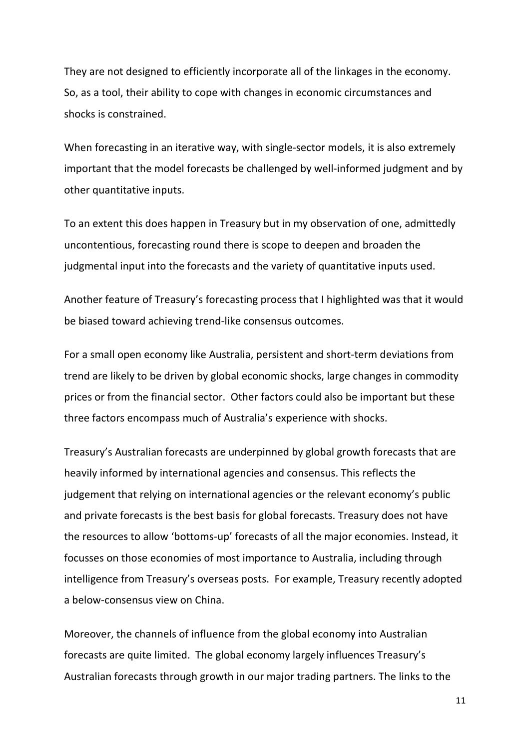They are not designed to efficiently incorporate all of the linkages in the economy. So, as a tool, their ability to cope with changes in economic circumstances and shocks is constrained.

When forecasting in an iterative way, with single-sector models, it is also extremely important that the model forecasts be challenged by well-informed judgment and by other quantitative inputs.

To an extent this does happen in Treasury but in my observation of one, admittedly uncontentious, forecasting round there is scope to deepen and broaden the judgmental input into the forecasts and the variety of quantitative inputs used.

Another feature of Treasury's forecasting process that I highlighted was that it would be biased toward achieving trend-like consensus outcomes.

For a small open economy like Australia, persistent and short-term deviations from trend are likely to be driven by global economic shocks, large changes in commodity prices or from the financial sector. Other factors could also be important but these three factors encompass much of Australia's experience with shocks.

Treasury's Australian forecasts are underpinned by global growth forecasts that are heavily informed by international agencies and consensus. This reflects the judgement that relying on international agencies or the relevant economy's public and private forecasts is the best basis for global forecasts. Treasury does not have the resources to allow 'bottoms-up' forecasts of all the major economies. Instead, it focusses on those economies of most importance to Australia, including through intelligence from Treasury's overseas posts. For example, Treasury recently adopted a below-consensus view on China.

Moreover, the channels of influence from the global economy into Australian forecasts are quite limited. The global economy largely influences Treasury's Australian forecasts through growth in our major trading partners. The links to the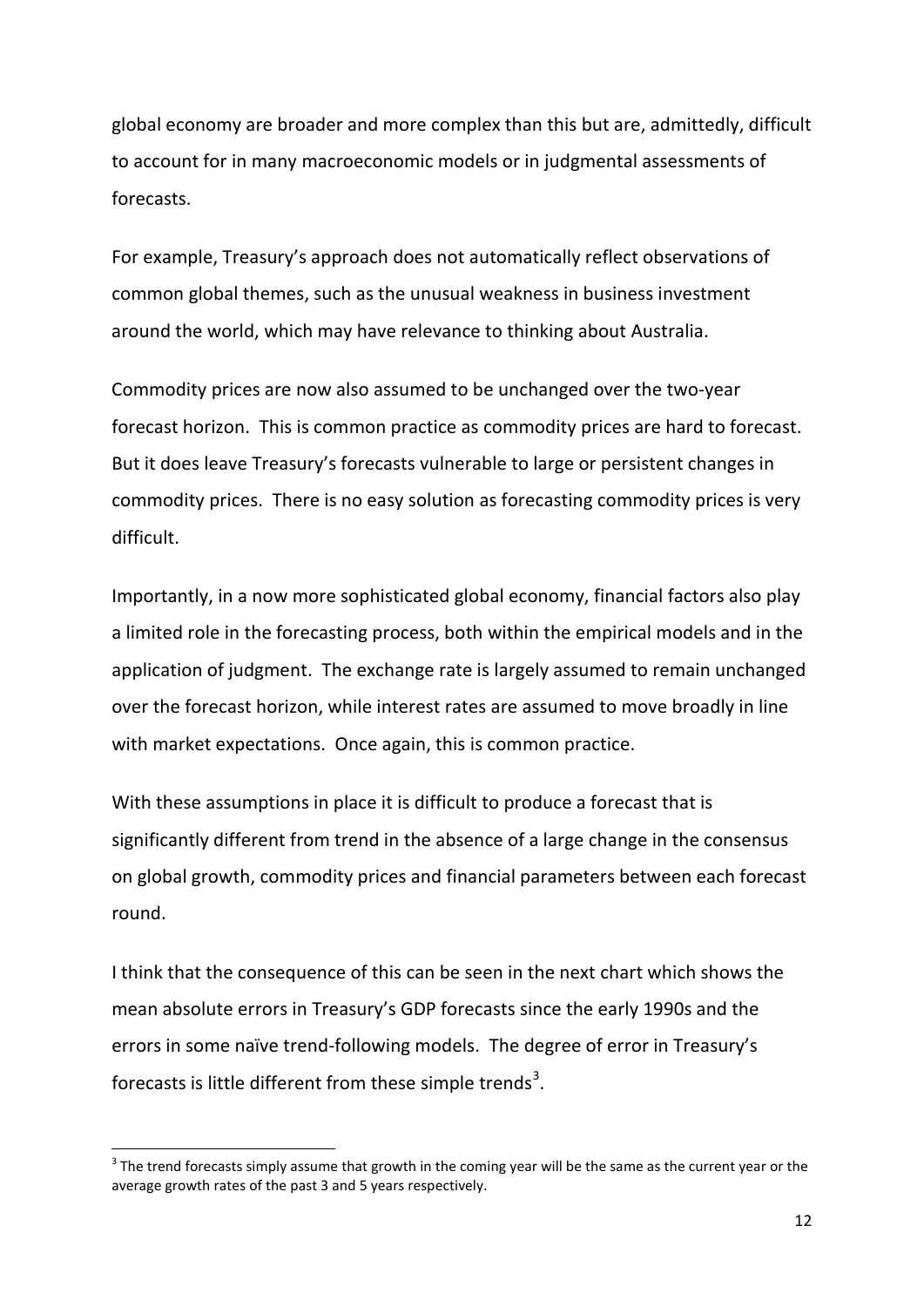global economy are broader and more complex than this but are, admittedly, difficult to account for in many macroeconomic models or in judgmental assessments of forecasts.

For example, Treasury's approach does not automatically reflect observations of common global themes, such as the unusual weakness in business investment around the world, which may have relevance to thinking about Australia.

Commodity prices are now also assumed to be unchanged over the two-year forecast horizon. This is common practice as commodity prices are hard to forecast. But it does leave Treasury's forecasts vulnerable to large or persistent changes in commodity prices. There is no easy solution as forecasting commodity prices is very difficult.

Importantly, in a now more sophisticated global economy, financial factors also play a limited role in the forecasting process, both within the empirical models and in the application of judgment. The exchange rate is largely assumed to remain unchanged over the forecast horizon, while interest rates are assumed to move broadly in line with market expectations. Once again, this is common practice.

With these assumptions in place it is difficult to produce a forecast that is significantly different from trend in the absence of a large change in the consensus on global growth, commodity prices and financial parameters between each forecast round.

I think that the consequence of this can be seen in the next chart which shows the mean absolute errors in Treasury's GDP forecasts since the early 1990s and the errors in some naïve trend-following models. The degree of error in Treasury's forecasts is little different from these simple trends[3].

[3] The trend forecasts simply assume that growth in the coming year will be the same as the current year or the average growth rates of the past 3 and 5 years respectively.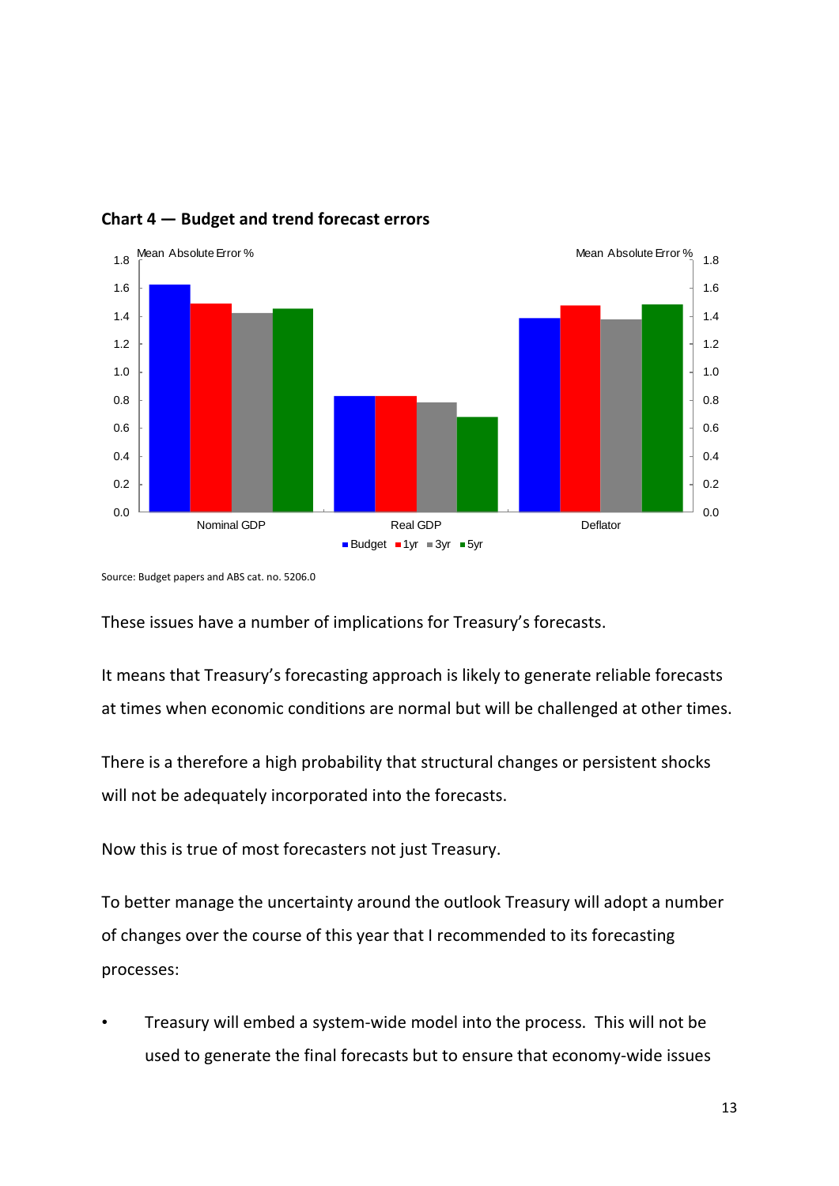**Chart 4 — Budget and trend forecast errors**

Source: Budget papers and ABS cat. no. 5206.0

These issues have a number of implications for Treasury's forecasts.

It means that Treasury's forecasting approach is likely to generate reliable forecasts at times when economic conditions are normal but will be challenged at other times.

There is a therefore a high probability that structural changes or persistent shocks will not be adequately incorporated into the forecasts.

Now this is true of most forecasters not just Treasury.

To better manage the uncertainty around the outlook Treasury will adopt a number of changes over the course of this year that I recommended to its forecasting processes:

- Treasury will embed a system-wide model into the process. This will not be used to generate the final forecasts but to ensure that economy-wide issues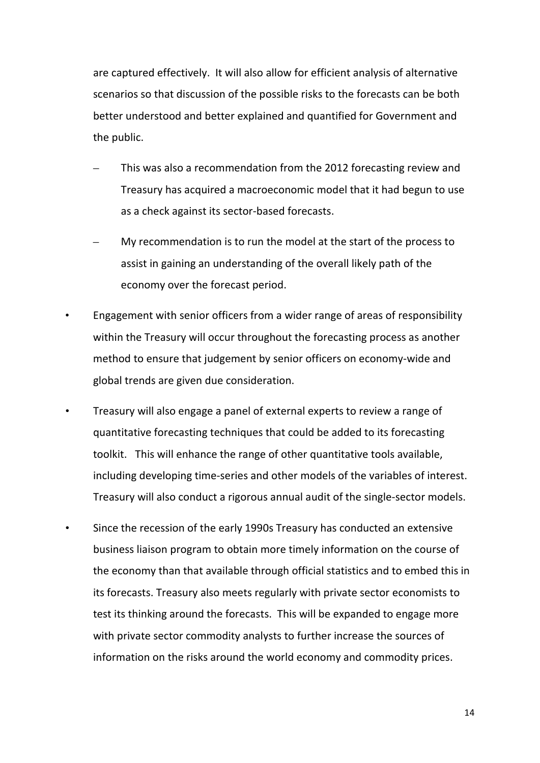are captured effectively. It will also allow for efficient analysis of alternative scenarios so that discussion of the possible risks to the forecasts can be both better understood and better explained and quantified for Government and the public.

  - This was also a recommendation from the 2012 forecasting review and Treasury has acquired a macroeconomic model that it had begun to use as a check against its sector-based forecasts.
  - My recommendation is to run the model at the start of the process to assist in gaining an understanding of the overall likely path of the economy over the forecast period.

- Engagement with senior officers from a wider range of areas of responsibility within the Treasury will occur throughout the forecasting process as another method to ensure that judgement by senior officers on economy-wide and global trends are given due consideration.
- Treasury will also engage a panel of external experts to review a range of quantitative forecasting techniques that could be added to its forecasting toolkit. This will enhance the range of other quantitative tools available, including developing time-series and other models of the variables of interest. Treasury will also conduct a rigorous annual audit of the single-sector models.
- Since the recession of the early 1990s Treasury has conducted an extensive business liaison program to obtain more timely information on the course of the economy than that available through official statistics and to embed this in its forecasts. Treasury also meets regularly with private sector economists to test its thinking around the forecasts. This will be expanded to engage more with private sector commodity analysts to further increase the sources of information on the risks around the world economy and commodity prices.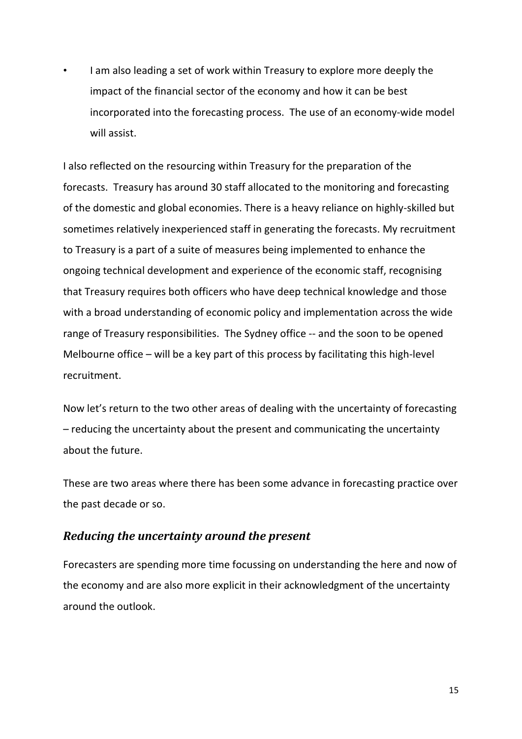- I am also leading a set of work within Treasury to explore more deeply the impact of the financial sector of the economy and how it can be best incorporated into the forecasting process. The use of an economy-wide model will assist.

I also reflected on the resourcing within Treasury for the preparation of the forecasts. Treasury has around 30 staff allocated to the monitoring and forecasting of the domestic and global economies. There is a heavy reliance on highly-skilled but sometimes relatively inexperienced staff in generating the forecasts. My recruitment to Treasury is a part of a suite of measures being implemented to enhance the ongoing technical development and experience of the economic staff, recognising that Treasury requires both officers who have deep technical knowledge and those with a broad understanding of economic policy and implementation across the wide range of Treasury responsibilities. The Sydney office -- and the soon to be opened Melbourne office – will be a key part of this process by facilitating this high-level recruitment.

Now let's return to the two other areas of dealing with the uncertainty of forecasting – reducing the uncertainty about the present and communicating the uncertainty about the future.

These are two areas where there has been some advance in forecasting practice over the past decade or so.

### *Reducing the uncertainty around the present*

Forecasters are spending more time focussing on understanding the here and now of the economy and are also more explicit in their acknowledgment of the uncertainty around the outlook.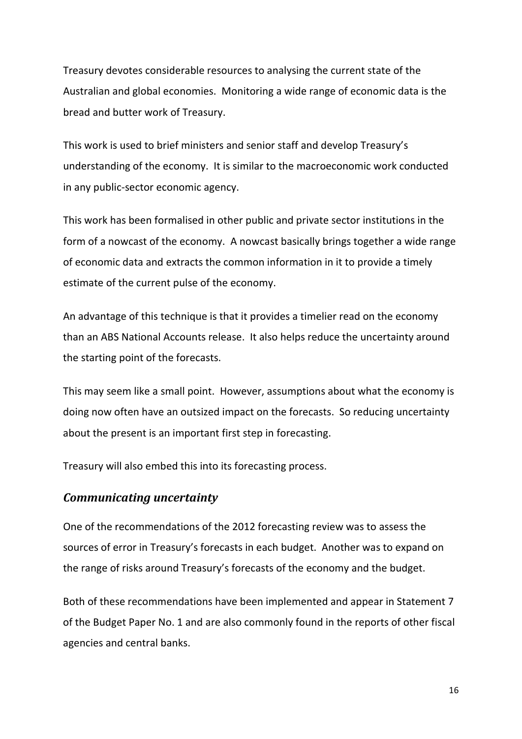Treasury devotes considerable resources to analysing the current state of the Australian and global economies. Monitoring a wide range of economic data is the bread and butter work of Treasury.

This work is used to brief ministers and senior staff and develop Treasury's understanding of the economy. It is similar to the macroeconomic work conducted in any public-sector economic agency.

This work has been formalised in other public and private sector institutions in the form of a nowcast of the economy. A nowcast basically brings together a wide range of economic data and extracts the common information in it to provide a timely estimate of the current pulse of the economy.

An advantage of this technique is that it provides a timelier read on the economy than an ABS National Accounts release. It also helps reduce the uncertainty around the starting point of the forecasts.

This may seem like a small point. However, assumptions about what the economy is doing now often have an outsized impact on the forecasts. So reducing uncertainty about the present is an important first step in forecasting.

Treasury will also embed this into its forecasting process.

## *Communicating uncertainty*

One of the recommendations of the 2012 forecasting review was to assess the sources of error in Treasury's forecasts in each budget. Another was to expand on the range of risks around Treasury's forecasts of the economy and the budget.

Both of these recommendations have been implemented and appear in Statement 7 of the Budget Paper No. 1 and are also commonly found in the reports of other fiscal agencies and central banks.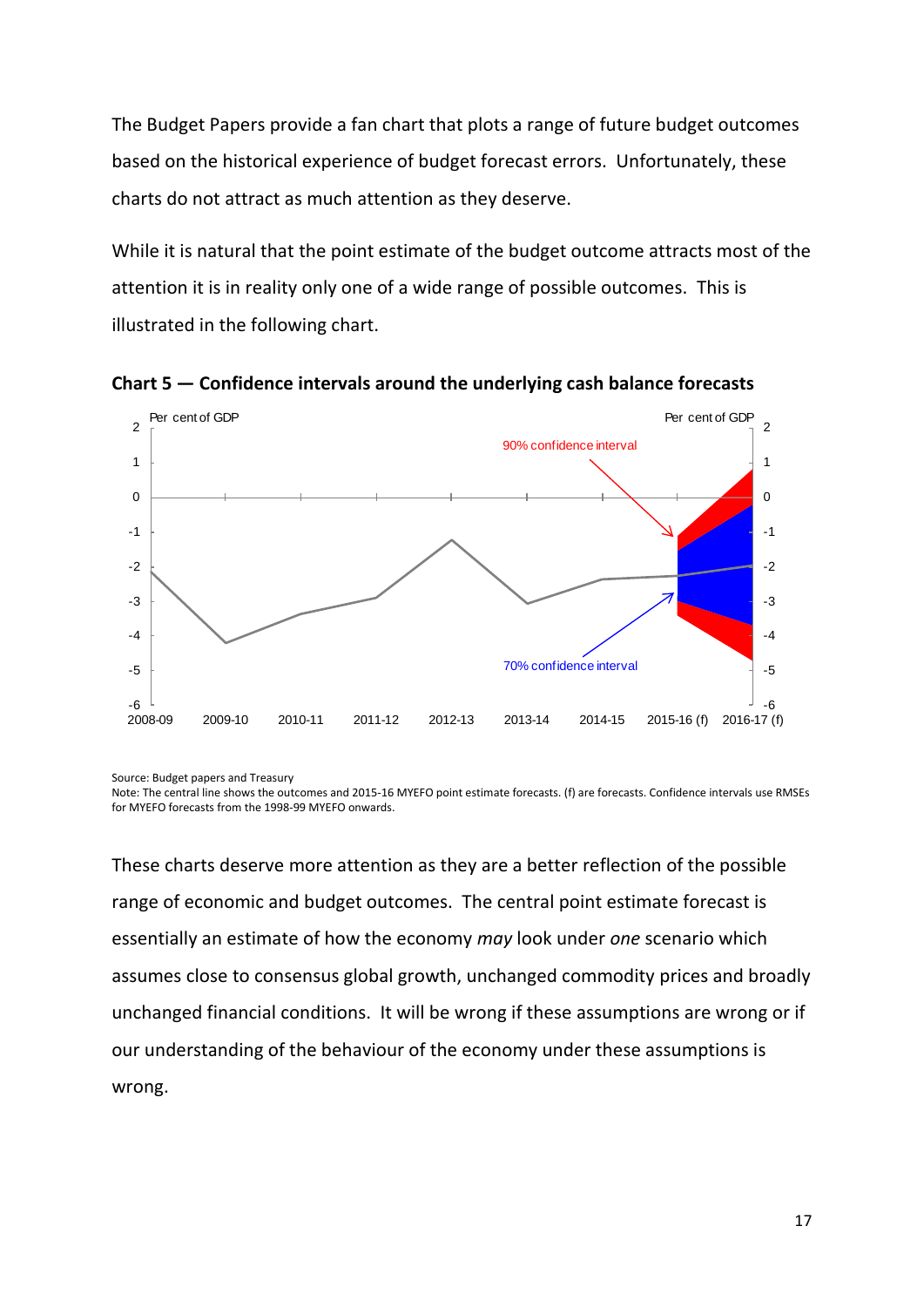The Budget Papers provide a fan chart that plots a range of future budget outcomes based on the historical experience of budget forecast errors. Unfortunately, these charts do not attract as much attention as they deserve.

While it is natural that the point estimate of the budget outcome attracts most of the attention it is in reality only one of a wide range of possible outcomes. This is illustrated in the following chart.

**Chart 5 — Confidence intervals around the underlying cash balance forecasts**

Source: Budget papers and Treasury
Note: The central line shows the outcomes and 2015-16 MYEFO point estimate forecasts. (f) are forecasts. Confidence intervals use RMSEs for MYEFO forecasts from the 1998-99 MYEFO onwards.

These charts deserve more attention as they are a better reflection of the possible range of economic and budget outcomes. The central point estimate forecast is essentially an estimate of how the economy *may* look under *one* scenario which assumes close to consensus global growth, unchanged commodity prices and broadly unchanged financial conditions. It will be wrong if these assumptions are wrong or if our understanding of the behaviour of the economy under these assumptions is wrong.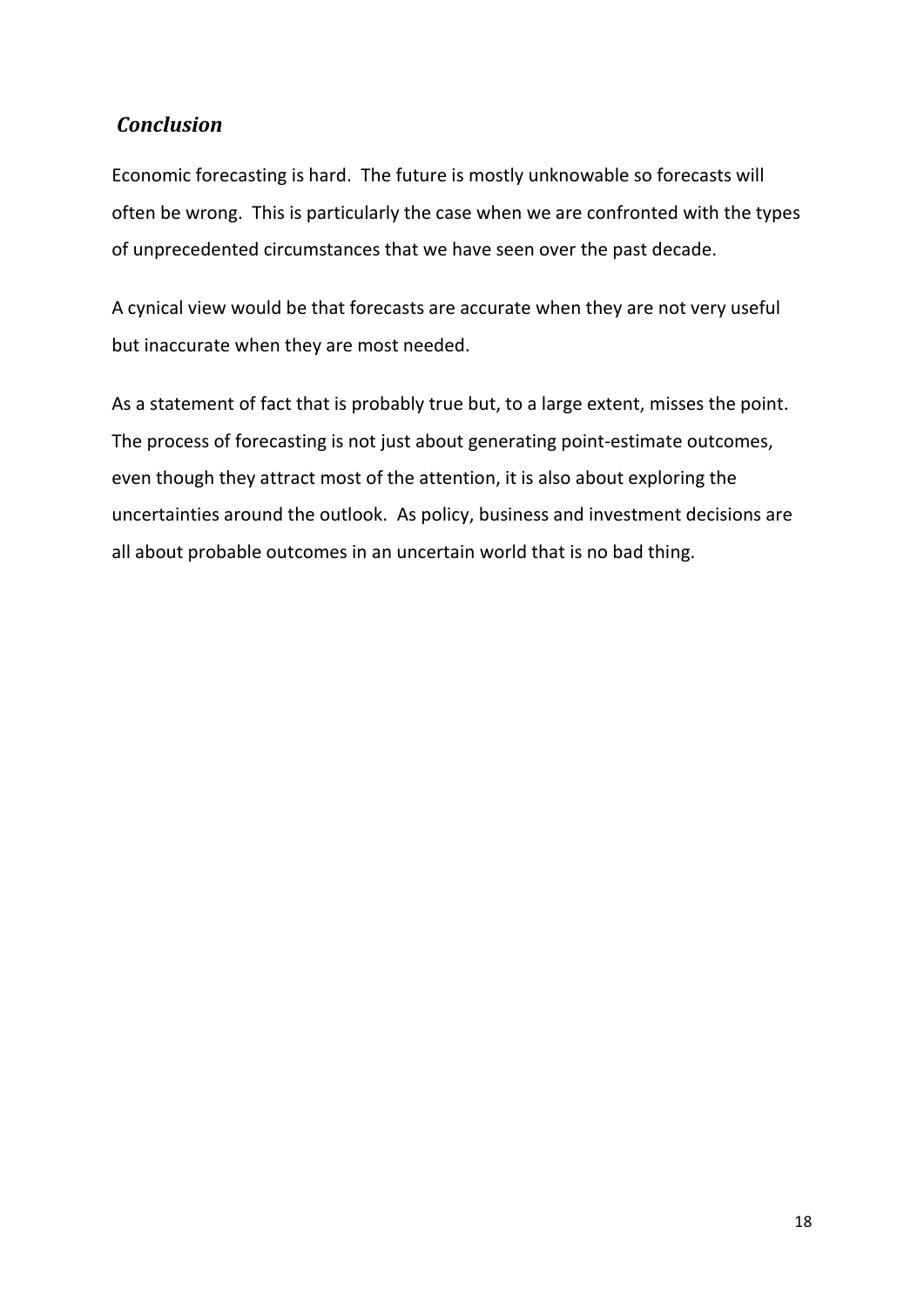## *Conclusion*

Economic forecasting is hard. The future is mostly unknowable so forecasts will often be wrong. This is particularly the case when we are confronted with the types of unprecedented circumstances that we have seen over the past decade.

A cynical view would be that forecasts are accurate when they are not very useful but inaccurate when they are most needed.

As a statement of fact that is probably true but, to a large extent, misses the point. The process of forecasting is not just about generating point-estimate outcomes, even though they attract most of the attention, it is also about exploring the uncertainties around the outlook. As policy, business and investment decisions are all about probable outcomes in an uncertain world that is no bad thing.